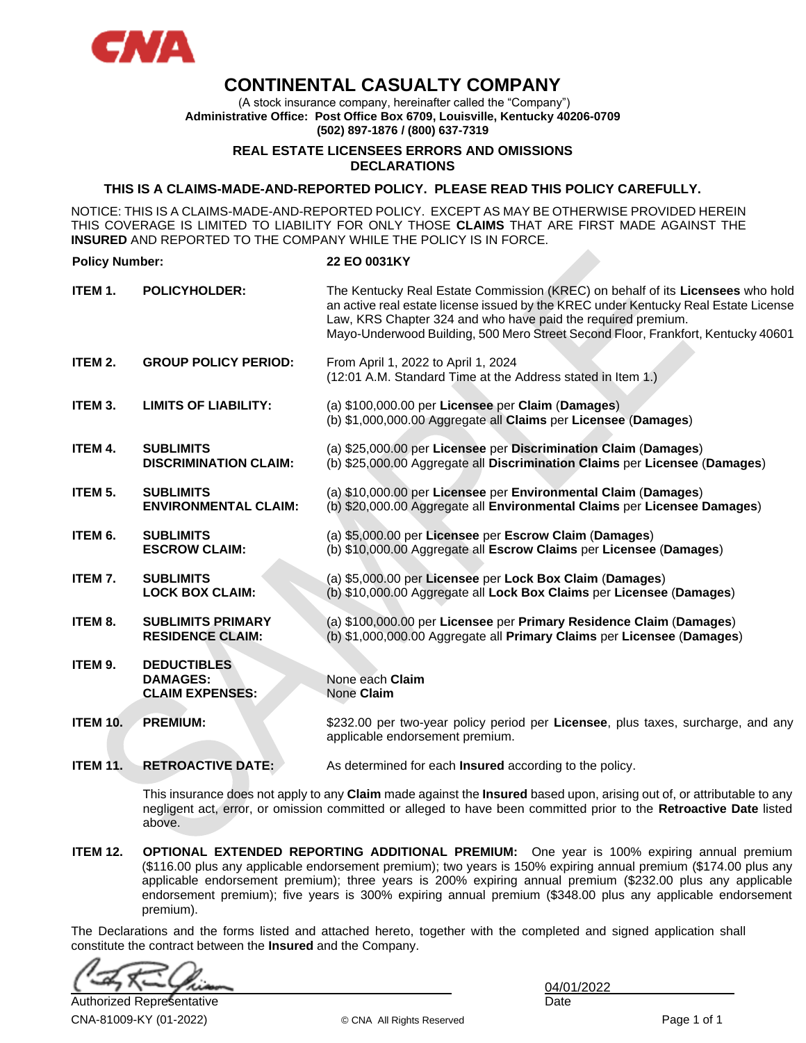# CONTINENTAL CASUALTY COMPANY

(A stock insurance company, hereinafter called the "Company")
**Administrative Office: Post Office Box 6709, Louisville, Kentucky 40206-0709**
**(502) 897-1876 / (800) 637-7319**

## REAL ESTATE LICENSEES ERRORS AND OMISSIONS DECLARATIONS

### THIS IS A CLAIMS-MADE-AND-REPORTED POLICY. PLEASE READ THIS POLICY CAREFULLY.

NOTICE: THIS IS A CLAIMS-MADE-AND-REPORTED POLICY. EXCEPT AS MAY BE OTHERWISE PROVIDED HEREIN THIS COVERAGE IS LIMITED TO LIABILITY FOR ONLY THOSE **CLAIMS** THAT ARE FIRST MADE AGAINST THE **INSURED** AND REPORTED TO THE COMPANY WHILE THE POLICY IS IN FORCE.

**Policy Number:** **22 EO 0031KY**

| | | |
|---|---|---|
| **ITEM 1.** | **POLICYHOLDER:** | The Kentucky Real Estate Commission (KREC) on behalf of its **Licensees** who hold an active real estate license issued by the KREC under Kentucky Real Estate License Law, KRS Chapter 324 and who have paid the required premium. Mayo-Underwood Building, 500 Mero Street Second Floor, Frankfort, Kentucky 40601 |
| **ITEM 2.** | **GROUP POLICY PERIOD:** | From April 1, 2022 to April 1, 2024 (12:01 A.M. Standard Time at the Address stated in Item 1.) |
| **ITEM 3.** | **LIMITS OF LIABILITY:** | (a) $100,000.00 per **Licensee** per **Claim** (**Damages**) (b) $1,000,000.00 Aggregate all **Claims** per **Licensee** (**Damages**) |
| **ITEM 4.** | **SUBLIMITS DISCRIMINATION CLAIM:** | (a) $25,000.00 per **Licensee** per **Discrimination Claim** (**Damages**) (b) $25,000.00 Aggregate all **Discrimination Claims** per **Licensee** (**Damages**) |
| **ITEM 5.** | **SUBLIMITS ENVIRONMENTAL CLAIM:** | (a) $10,000.00 per **Licensee** per **Environmental Claim** (**Damages**) (b) $20,000.00 Aggregate all **Environmental Claims** per **Licensee Damages**) |
| **ITEM 6.** | **SUBLIMITS ESCROW CLAIM:** | (a) $5,000.00 per **Licensee** per **Escrow Claim** (**Damages**) (b) $10,000.00 Aggregate all **Escrow Claims** per **Licensee** (**Damages**) |
| **ITEM 7.** | **SUBLIMITS LOCK BOX CLAIM:** | (a) $5,000.00 per **Licensee** per **Lock Box Claim** (**Damages**) (b) $10,000.00 Aggregate all **Lock Box Claims** per **Licensee** (**Damages**) |
| **ITEM 8.** | **SUBLIMITS PRIMARY RESIDENCE CLAIM:** | (a) $100,000.00 per **Licensee** per **Primary Residence Claim** (**Damages**) (b) $1,000,000.00 Aggregate all **Primary Claims** per **Licensee** (**Damages**) |
| **ITEM 9.** | **DEDUCTIBLES DAMAGES: CLAIM EXPENSES:** | None each **Claim** None **Claim** |
| **ITEM 10.** | **PREMIUM:** | $232.00 per two-year policy period per **Licensee**, plus taxes, surcharge, and any applicable endorsement premium. |
| **ITEM 11.** | **RETROACTIVE DATE:** | As determined for each **Insured** according to the policy. |

This insurance does not apply to any **Claim** made against the **Insured** based upon, arising out of, or attributable to any negligent act, error, or omission committed or alleged to have been committed prior to the **Retroactive Date** listed above.

**ITEM 12. OPTIONAL EXTENDED REPORTING ADDITIONAL PREMIUM:** One year is 100% expiring annual premium ($116.00 plus any applicable endorsement premium); two years is 150% expiring annual premium ($174.00 plus any applicable endorsement premium); three years is 200% expiring annual premium ($232.00 plus any applicable endorsement premium); five years is 300% expiring annual premium ($348.00 plus any applicable endorsement premium).

The Declarations and the forms listed and attached hereto, together with the completed and signed application shall constitute the contract between the **Insured** and the Company.

Authorized Representative

04/01/2022
Date

CNA-81009-KY (01-2022) © CNA All Rights Reserved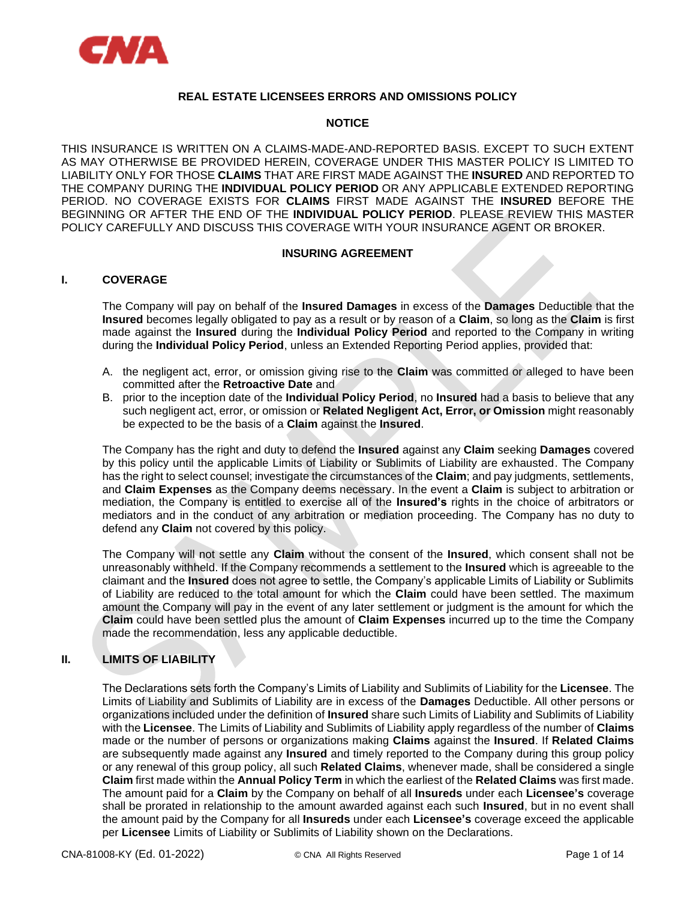# REAL ESTATE LICENSEES ERRORS AND OMISSIONS POLICY

## NOTICE

THIS INSURANCE IS WRITTEN ON A CLAIMS-MADE-AND-REPORTED BASIS. EXCEPT TO SUCH EXTENT AS MAY OTHERWISE BE PROVIDED HEREIN, COVERAGE UNDER THIS MASTER POLICY IS LIMITED TO LIABILITY ONLY FOR THOSE **CLAIMS** THAT ARE FIRST MADE AGAINST THE **INSURED** AND REPORTED TO THE COMPANY DURING THE **INDIVIDUAL POLICY PERIOD** OR ANY APPLICABLE EXTENDED REPORTING PERIOD. NO COVERAGE EXISTS FOR **CLAIMS** FIRST MADE AGAINST THE **INSURED** BEFORE THE BEGINNING OR AFTER THE END OF THE **INDIVIDUAL POLICY PERIOD**. PLEASE REVIEW THIS MASTER POLICY CAREFULLY AND DISCUSS THIS COVERAGE WITH YOUR INSURANCE AGENT OR BROKER.

## INSURING AGREEMENT

### I. COVERAGE

The Company will pay on behalf of the **Insured Damages** in excess of the **Damages** Deductible that the **Insured** becomes legally obligated to pay as a result or by reason of a **Claim**, so long as the **Claim** is first made against the **Insured** during the **Individual Policy Period** and reported to the Company in writing during the **Individual Policy Period**, unless an Extended Reporting Period applies, provided that:

A. the negligent act, error, or omission giving rise to the **Claim** was committed or alleged to have been committed after the **Retroactive Date** and

B. prior to the inception date of the **Individual Policy Period**, no **Insured** had a basis to believe that any such negligent act, error, or omission or **Related Negligent Act, Error, or Omission** might reasonably be expected to be the basis of a **Claim** against the **Insured**.

The Company has the right and duty to defend the **Insured** against any **Claim** seeking **Damages** covered by this policy until the applicable Limits of Liability or Sublimits of Liability are exhausted. The Company has the right to select counsel; investigate the circumstances of the **Claim**; and pay judgments, settlements, and **Claim Expenses** as the Company deems necessary. In the event a **Claim** is subject to arbitration or mediation, the Company is entitled to exercise all of the **Insured's** rights in the choice of arbitrators or mediators and in the conduct of any arbitration or mediation proceeding. The Company has no duty to defend any **Claim** not covered by this policy.

The Company will not settle any **Claim** without the consent of the **Insured**, which consent shall not be unreasonably withheld. If the Company recommends a settlement to the **Insured** which is agreeable to the claimant and the **Insured** does not agree to settle, the Company's applicable Limits of Liability or Sublimits of Liability are reduced to the total amount for which the **Claim** could have been settled. The maximum amount the Company will pay in the event of any later settlement or judgment is the amount for which the **Claim** could have been settled plus the amount of **Claim Expenses** incurred up to the time the Company made the recommendation, less any applicable deductible.

### II. LIMITS OF LIABILITY

The Declarations sets forth the Company's Limits of Liability and Sublimits of Liability for the **Licensee**. The Limits of Liability and Sublimits of Liability are in excess of the **Damages** Deductible. All other persons or organizations included under the definition of **Insured** share such Limits of Liability and Sublimits of Liability with the **Licensee**. The Limits of Liability and Sublimits of Liability apply regardless of the number of **Claims** made or the number of persons or organizations making **Claims** against the **Insured**. If **Related Claims** are subsequently made against any **Insured** and timely reported to the Company during this group policy or any renewal of this group policy, all such **Related Claims**, whenever made, shall be considered a single **Claim** first made within the **Annual Policy Term** in which the earliest of the **Related Claims** was first made. The amount paid for a **Claim** by the Company on behalf of all **Insureds** under each **Licensee's** coverage shall be prorated in relationship to the amount awarded against each such **Insured**, but in no event shall the amount paid by the Company for all **Insureds** under each **Licensee's** coverage exceed the applicable per **Licensee** Limits of Liability or Sublimits of Liability shown on the Declarations.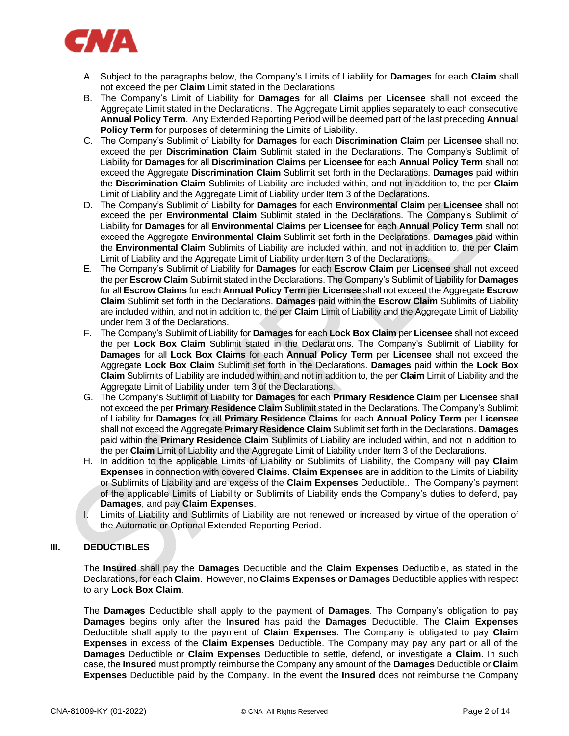A. Subject to the paragraphs below, the Company's Limits of Liability for **Damages** for each **Claim** shall not exceed the per **Claim** Limit stated in the Declarations.

B. The Company's Limit of Liability for **Damages** for all **Claims** per **Licensee** shall not exceed the Aggregate Limit stated in the Declarations. The Aggregate Limit applies separately to each consecutive **Annual Policy Term**. Any Extended Reporting Period will be deemed part of the last preceding **Annual Policy Term** for purposes of determining the Limits of Liability.

C. The Company's Sublimit of Liability for **Damages** for each **Discrimination Claim** per **Licensee** shall not exceed the per **Discrimination Claim** Sublimit stated in the Declarations. The Company's Sublimit of Liability for **Damages** for all **Discrimination Claims** per **Licensee** for each **Annual Policy Term** shall not exceed the Aggregate **Discrimination Claim** Sublimit set forth in the Declarations. **Damages** paid within the **Discrimination Claim** Sublimits of Liability are included within, and not in addition to, the per **Claim** Limit of Liability and the Aggregate Limit of Liability under Item 3 of the Declarations.

D. The Company's Sublimit of Liability for **Damages** for each **Environmental Claim** per **Licensee** shall not exceed the per **Environmental Claim** Sublimit stated in the Declarations. The Company's Sublimit of Liability for **Damages** for all **Environmental Claims** per **Licensee** for each **Annual Policy Term** shall not exceed the Aggregate **Environmental Claim** Sublimit set forth in the Declarations. **Damages** paid within the **Environmental Claim** Sublimits of Liability are included within, and not in addition to, the per **Claim** Limit of Liability and the Aggregate Limit of Liability under Item 3 of the Declarations.

E. The Company's Sublimit of Liability for **Damages** for each **Escrow Claim** per **Licensee** shall not exceed the per **Escrow Claim** Sublimit stated in the Declarations. The Company's Sublimit of Liability for **Damages** for all **Escrow Claims** for each **Annual Policy Term** per **Licensee** shall not exceed the Aggregate **Escrow Claim** Sublimit set forth in the Declarations. **Damages** paid within the **Escrow Claim** Sublimits of Liability are included within, and not in addition to, the per **Claim** Limit of Liability and the Aggregate Limit of Liability under Item 3 of the Declarations.

F. The Company's Sublimit of Liability for **Damages** for each **Lock Box Claim** per **Licensee** shall not exceed the per **Lock Box Claim** Sublimit stated in the Declarations. The Company's Sublimit of Liability for **Damages** for all **Lock Box Claims** for each **Annual Policy Term** per **Licensee** shall not exceed the Aggregate **Lock Box Claim** Sublimit set forth in the Declarations. **Damages** paid within the **Lock Box Claim** Sublimits of Liability are included within, and not in addition to, the per **Claim** Limit of Liability and the Aggregate Limit of Liability under Item 3 of the Declarations.

G. The Company's Sublimit of Liability for **Damages** for each **Primary Residence Claim** per **Licensee** shall not exceed the per **Primary Residence Claim** Sublimit stated in the Declarations. The Company's Sublimit of Liability for **Damages** for all **Primary Residence Claims** for each **Annual Policy Term** per **Licensee** shall not exceed the Aggregate **Primary Residence Claim** Sublimit set forth in the Declarations. **Damages** paid within the **Primary Residence Claim** Sublimits of Liability are included within, and not in addition to, the per **Claim** Limit of Liability and the Aggregate Limit of Liability under Item 3 of the Declarations.

H. In addition to the applicable Limits of Liability or Sublimits of Liability, the Company will pay **Claim Expenses** in connection with covered **Claims**. **Claim Expenses** are in addition to the Limits of Liability or Sublimits of Liability and are excess of the **Claim Expenses** Deductible.. The Company's payment of the applicable Limits of Liability or Sublimits of Liability ends the Company's duties to defend, pay **Damages**, and pay **Claim Expenses**.

I. Limits of Liability and Sublimits of Liability are not renewed or increased by virtue of the operation of the Automatic or Optional Extended Reporting Period.

## III. DEDUCTIBLES

The **Insured** shall pay the **Damages** Deductible and the **Claim Expenses** Deductible, as stated in the Declarations, for each **Claim**. However, no **Claims Expenses or Damages** Deductible applies with respect to any **Lock Box Claim**.

The **Damages** Deductible shall apply to the payment of **Damages**. The Company's obligation to pay **Damages** begins only after the **Insured** has paid the **Damages** Deductible. The **Claim Expenses** Deductible shall apply to the payment of **Claim Expenses**. The Company is obligated to pay **Claim Expenses** in excess of the **Claim Expenses** Deductible. The Company may pay any part or all of the **Damages** Deductible or **Claim Expenses** Deductible to settle, defend, or investigate a **Claim**. In such case, the **Insured** must promptly reimburse the Company any amount of the **Damages** Deductible or **Claim Expenses** Deductible paid by the Company. In the event the **Insured** does not reimburse the Company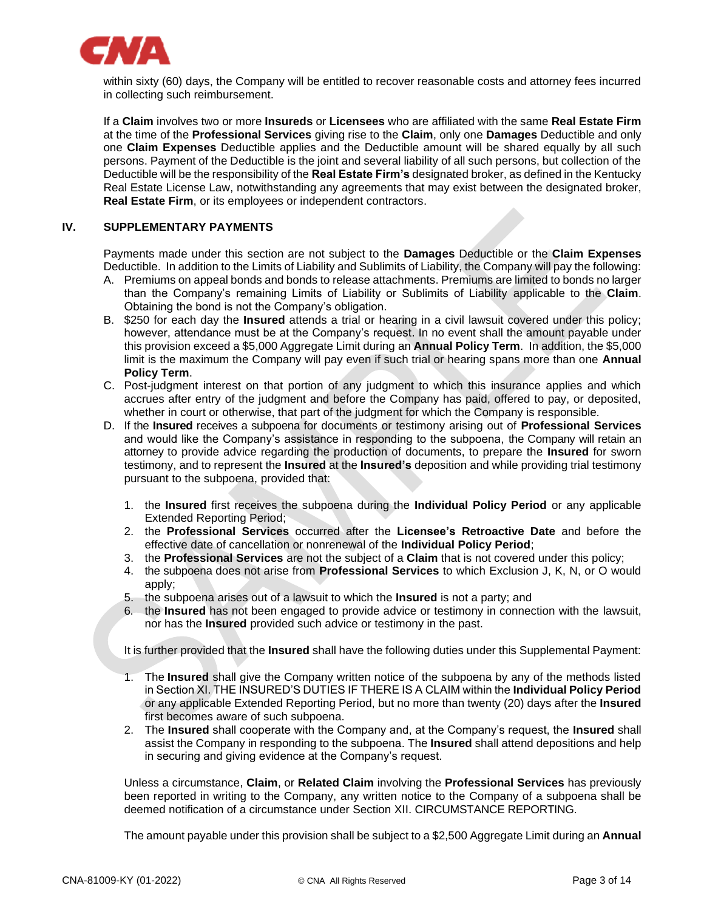within sixty (60) days, the Company will be entitled to recover reasonable costs and attorney fees incurred in collecting such reimbursement.

If a **Claim** involves two or more **Insureds** or **Licensees** who are affiliated with the same **Real Estate Firm** at the time of the **Professional Services** giving rise to the **Claim**, only one **Damages** Deductible and only one **Claim Expenses** Deductible applies and the Deductible amount will be shared equally by all such persons. Payment of the Deductible is the joint and several liability of all such persons, but collection of the Deductible will be the responsibility of the **Real Estate Firm's** designated broker, as defined in the Kentucky Real Estate License Law, notwithstanding any agreements that may exist between the designated broker, **Real Estate Firm**, or its employees or independent contractors.

## IV. SUPPLEMENTARY PAYMENTS

Payments made under this section are not subject to the **Damages** Deductible or the **Claim Expenses** Deductible. In addition to the Limits of Liability and Sublimits of Liability, the Company will pay the following:

A. Premiums on appeal bonds and bonds to release attachments. Premiums are limited to bonds no larger than the Company's remaining Limits of Liability or Sublimits of Liability applicable to the **Claim**. Obtaining the bond is not the Company's obligation.

B. $250 for each day the **Insured** attends a trial or hearing in a civil lawsuit covered under this policy; however, attendance must be at the Company's request. In no event shall the amount payable under this provision exceed a $5,000 Aggregate Limit during an **Annual Policy Term**. In addition, the $5,000 limit is the maximum the Company will pay even if such trial or hearing spans more than one **Annual Policy Term**.

C. Post-judgment interest on that portion of any judgment to which this insurance applies and which accrues after entry of the judgment and before the Company has paid, offered to pay, or deposited, whether in court or otherwise, that part of the judgment for which the Company is responsible.

D. If the **Insured** receives a subpoena for documents or testimony arising out of **Professional Services** and would like the Company's assistance in responding to the subpoena, the Company will retain an attorney to provide advice regarding the production of documents, to prepare the **Insured** for sworn testimony, and to represent the **Insured** at the **Insured's** deposition and while providing trial testimony pursuant to the subpoena, provided that:

   1. the **Insured** first receives the subpoena during the **Individual Policy Period** or any applicable Extended Reporting Period;
   2. the **Professional Services** occurred after the **Licensee's Retroactive Date** and before the effective date of cancellation or nonrenewal of the **Individual Policy Period**;
   3. the **Professional Services** are not the subject of a **Claim** that is not covered under this policy;
   4. the subpoena does not arise from **Professional Services** to which Exclusion J, K, N, or O would apply;
   5. the subpoena arises out of a lawsuit to which the **Insured** is not a party; and
   6. the **Insured** has not been engaged to provide advice or testimony in connection with the lawsuit, nor has the **Insured** provided such advice or testimony in the past.

   It is further provided that the **Insured** shall have the following duties under this Supplemental Payment:

   1. The **Insured** shall give the Company written notice of the subpoena by any of the methods listed in Section XI. THE INSURED'S DUTIES IF THERE IS A CLAIM within the **Individual Policy Period** or any applicable Extended Reporting Period, but no more than twenty (20) days after the **Insured** first becomes aware of such subpoena.
   2. The **Insured** shall cooperate with the Company and, at the Company's request, the **Insured** shall assist the Company in responding to the subpoena. The **Insured** shall attend depositions and help in securing and giving evidence at the Company's request.

   Unless a circumstance, **Claim**, or **Related Claim** involving the **Professional Services** has previously been reported in writing to the Company, any written notice to the Company of a subpoena shall be deemed notification of a circumstance under Section XII. CIRCUMSTANCE REPORTING.

   The amount payable under this provision shall be subject to a $2,500 Aggregate Limit during an **Annual**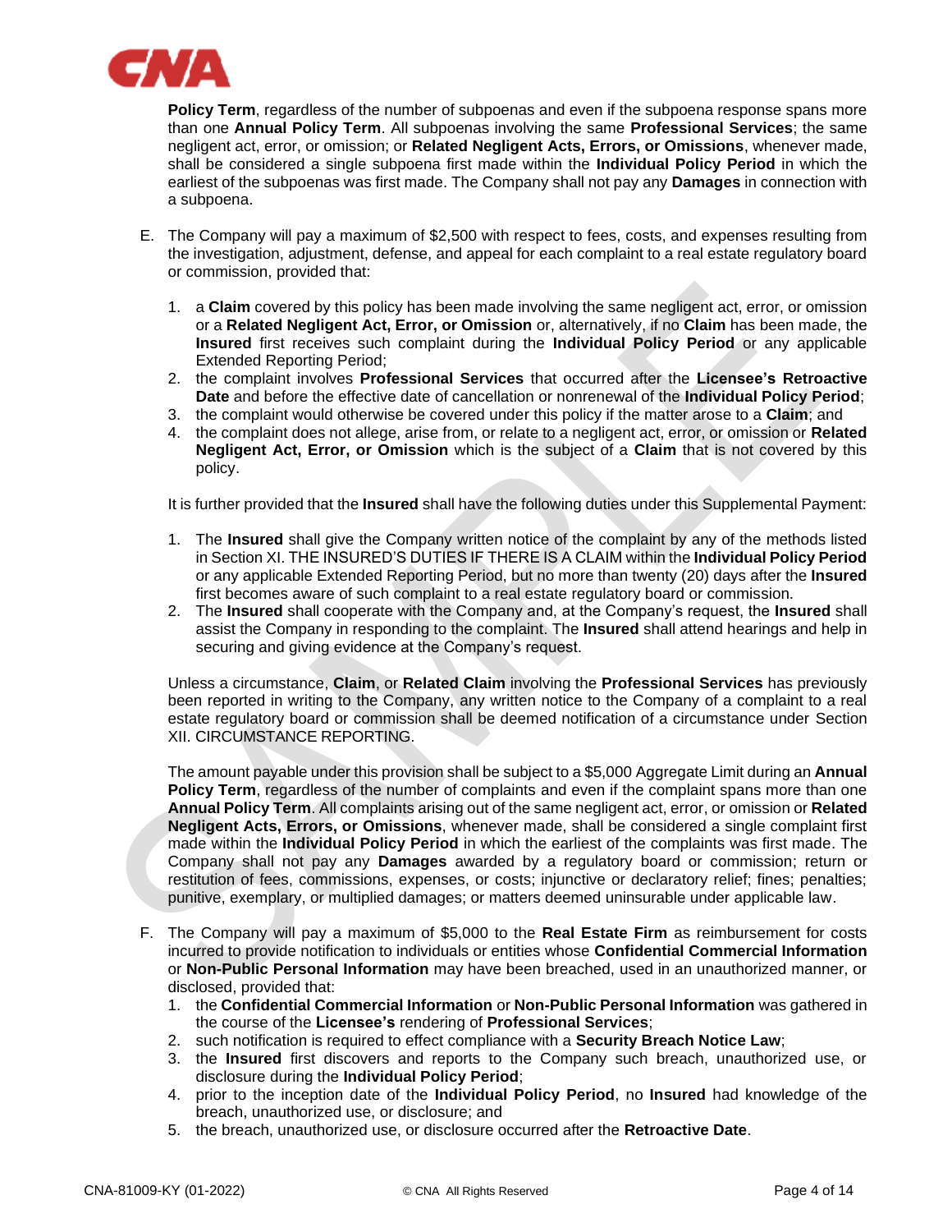**Policy Term**, regardless of the number of subpoenas and even if the subpoena response spans more than one **Annual Policy Term**. All subpoenas involving the same **Professional Services**; the same negligent act, error, or omission; or **Related Negligent Acts, Errors, or Omissions**, whenever made, shall be considered a single subpoena first made within the **Individual Policy Period** in which the earliest of the subpoenas was first made. The Company shall not pay any **Damages** in connection with a subpoena.

E. The Company will pay a maximum of $2,500 with respect to fees, costs, and expenses resulting from the investigation, adjustment, defense, and appeal for each complaint to a real estate regulatory board or commission, provided that:

   1. a **Claim** covered by this policy has been made involving the same negligent act, error, or omission or a **Related Negligent Act, Error, or Omission** or, alternatively, if no **Claim** has been made, the **Insured** first receives such complaint during the **Individual Policy Period** or any applicable Extended Reporting Period;
   2. the complaint involves **Professional Services** that occurred after the **Licensee's Retroactive Date** and before the effective date of cancellation or nonrenewal of the **Individual Policy Period**;
   3. the complaint would otherwise be covered under this policy if the matter arose to a **Claim**; and
   4. the complaint does not allege, arise from, or relate to a negligent act, error, or omission or **Related Negligent Act, Error, or Omission** which is the subject of a **Claim** that is not covered by this policy.

   It is further provided that the **Insured** shall have the following duties under this Supplemental Payment:

   1. The **Insured** shall give the Company written notice of the complaint by any of the methods listed in Section XI. THE INSURED'S DUTIES IF THERE IS A CLAIM within the **Individual Policy Period** or any applicable Extended Reporting Period, but no more than twenty (20) days after the **Insured** first becomes aware of such complaint to a real estate regulatory board or commission.
   2. The **Insured** shall cooperate with the Company and, at the Company's request, the **Insured** shall assist the Company in responding to the complaint. The **Insured** shall attend hearings and help in securing and giving evidence at the Company's request.

   Unless a circumstance, **Claim**, or **Related Claim** involving the **Professional Services** has previously been reported in writing to the Company, any written notice to the Company of a complaint to a real estate regulatory board or commission shall be deemed notification of a circumstance under Section XII. CIRCUMSTANCE REPORTING.

   The amount payable under this provision shall be subject to a $5,000 Aggregate Limit during an **Annual Policy Term**, regardless of the number of complaints and even if the complaint spans more than one **Annual Policy Term**. All complaints arising out of the same negligent act, error, or omission or **Related Negligent Acts, Errors, or Omissions**, whenever made, shall be considered a single complaint first made within the **Individual Policy Period** in which the earliest of the complaints was first made. The Company shall not pay any **Damages** awarded by a regulatory board or commission; return or restitution of fees, commissions, expenses, or costs; injunctive or declaratory relief; fines; penalties; punitive, exemplary, or multiplied damages; or matters deemed uninsurable under applicable law.

F. The Company will pay a maximum of $5,000 to the **Real Estate Firm** as reimbursement for costs incurred to provide notification to individuals or entities whose **Confidential Commercial Information** or **Non-Public Personal Information** may have been breached, used in an unauthorized manner, or disclosed, provided that:

   1. the **Confidential Commercial Information** or **Non-Public Personal Information** was gathered in the course of the **Licensee's** rendering of **Professional Services**;
   2. such notification is required to effect compliance with a **Security Breach Notice Law**;
   3. the **Insured** first discovers and reports to the Company such breach, unauthorized use, or disclosure during the **Individual Policy Period**;
   4. prior to the inception date of the **Individual Policy Period**, no **Insured** had knowledge of the breach, unauthorized use, or disclosure; and
   5. the breach, unauthorized use, or disclosure occurred after the **Retroactive Date**.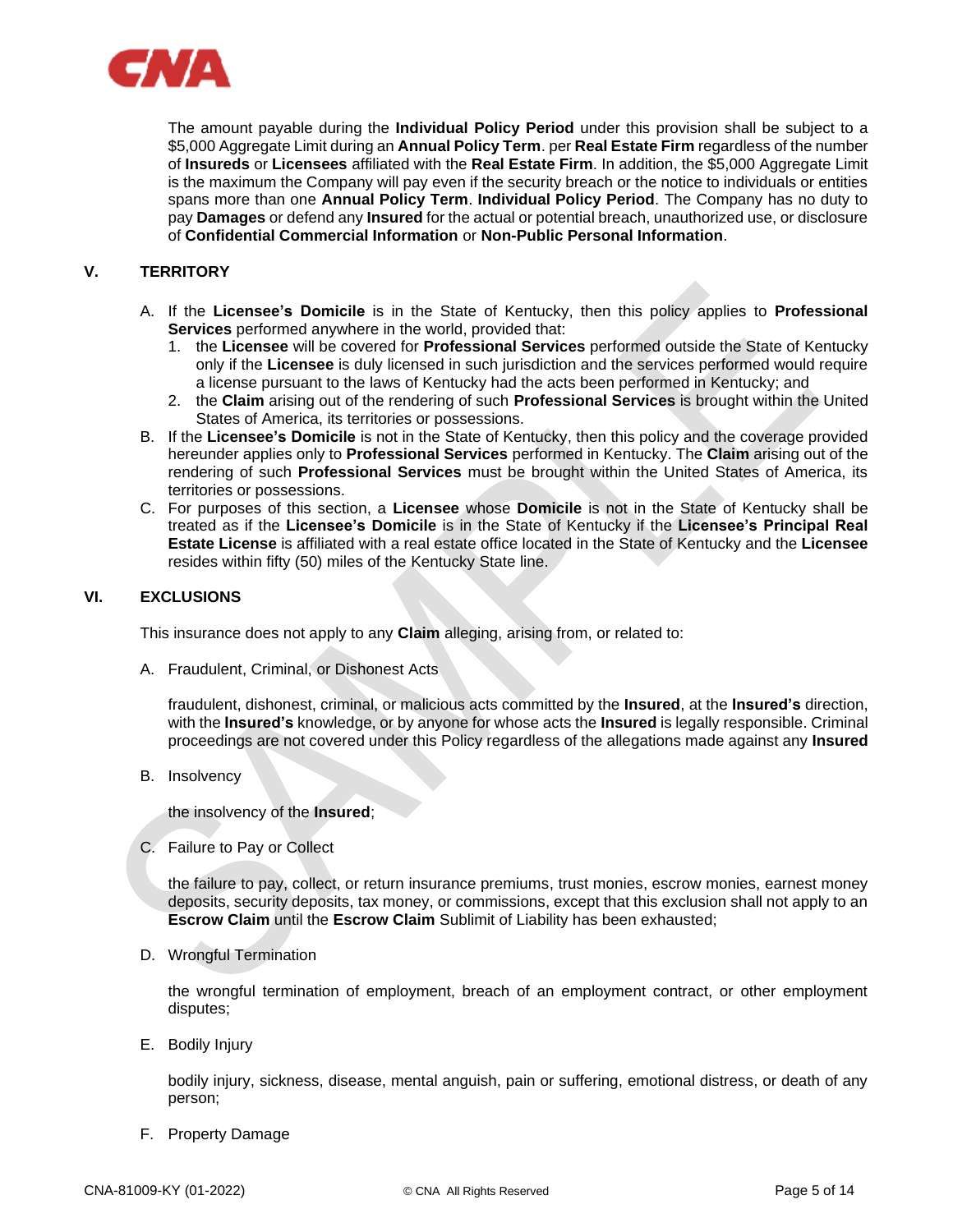The amount payable during the **Individual Policy Period** under this provision shall be subject to a $5,000 Aggregate Limit during an **Annual Policy Term**. per **Real Estate Firm** regardless of the number of **Insureds** or **Licensees** affiliated with the **Real Estate Firm**. In addition, the $5,000 Aggregate Limit is the maximum the Company will pay even if the security breach or the notice to individuals or entities spans more than one **Annual Policy Term**. **Individual Policy Period**. The Company has no duty to pay **Damages** or defend any **Insured** for the actual or potential breach, unauthorized use, or disclosure of **Confidential Commercial Information** or **Non-Public Personal Information**.

## V. TERRITORY

A. If the **Licensee's Domicile** is in the State of Kentucky, then this policy applies to **Professional Services** performed anywhere in the world, provided that:
   1. the **Licensee** will be covered for **Professional Services** performed outside the State of Kentucky only if the **Licensee** is duly licensed in such jurisdiction and the services performed would require a license pursuant to the laws of Kentucky had the acts been performed in Kentucky; and
   2. the **Claim** arising out of the rendering of such **Professional Services** is brought within the United States of America, its territories or possessions.

B. If the **Licensee's Domicile** is not in the State of Kentucky, then this policy and the coverage provided hereunder applies only to **Professional Services** performed in Kentucky. The **Claim** arising out of the rendering of such **Professional Services** must be brought within the United States of America, its territories or possessions.

C. For purposes of this section, a **Licensee** whose **Domicile** is not in the State of Kentucky shall be treated as if the **Licensee's Domicile** is in the State of Kentucky if the **Licensee's Principal Real Estate License** is affiliated with a real estate office located in the State of Kentucky and the **Licensee** resides within fifty (50) miles of the Kentucky State line.

## VI. EXCLUSIONS

This insurance does not apply to any **Claim** alleging, arising from, or related to:

A. Fraudulent, Criminal, or Dishonest Acts

   fraudulent, dishonest, criminal, or malicious acts committed by the **Insured**, at the **Insured's** direction, with the **Insured's** knowledge, or by anyone for whose acts the **Insured** is legally responsible. Criminal proceedings are not covered under this Policy regardless of the allegations made against any **Insured**

B. Insolvency

   the insolvency of the **Insured**;

C. Failure to Pay or Collect

   the failure to pay, collect, or return insurance premiums, trust monies, escrow monies, earnest money deposits, security deposits, tax money, or commissions, except that this exclusion shall not apply to an **Escrow Claim** until the **Escrow Claim** Sublimit of Liability has been exhausted;

D. Wrongful Termination

   the wrongful termination of employment, breach of an employment contract, or other employment disputes;

E. Bodily Injury

   bodily injury, sickness, disease, mental anguish, pain or suffering, emotional distress, or death of any person;

F. Property Damage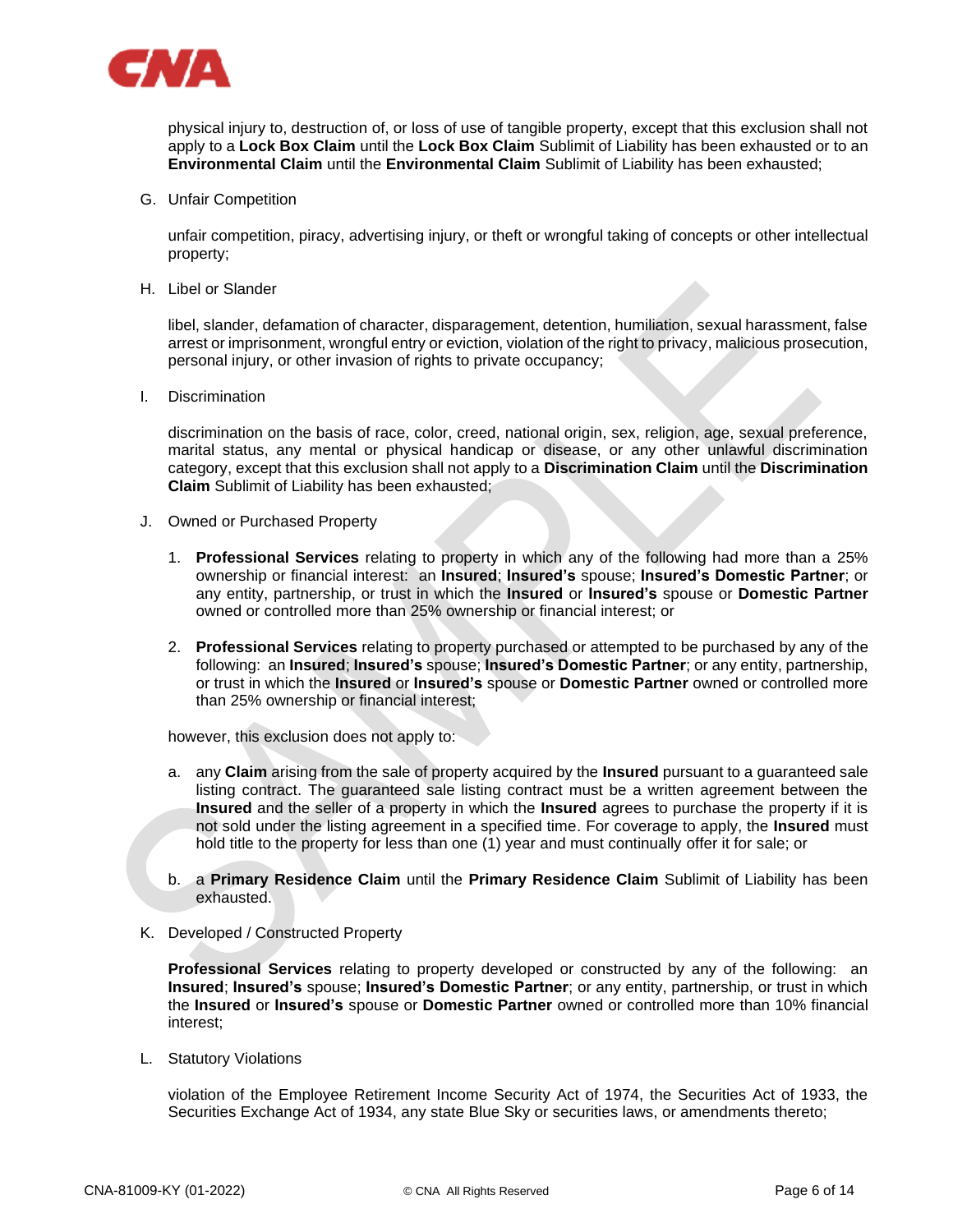physical injury to, destruction of, or loss of use of tangible property, except that this exclusion shall not apply to a **Lock Box Claim** until the **Lock Box Claim** Sublimit of Liability has been exhausted or to an **Environmental Claim** until the **Environmental Claim** Sublimit of Liability has been exhausted;

G. Unfair Competition

unfair competition, piracy, advertising injury, or theft or wrongful taking of concepts or other intellectual property;

H. Libel or Slander

libel, slander, defamation of character, disparagement, detention, humiliation, sexual harassment, false arrest or imprisonment, wrongful entry or eviction, violation of the right to privacy, malicious prosecution, personal injury, or other invasion of rights to private occupancy;

I. Discrimination

discrimination on the basis of race, color, creed, national origin, sex, religion, age, sexual preference, marital status, any mental or physical handicap or disease, or any other unlawful discrimination category, except that this exclusion shall not apply to a **Discrimination Claim** until the **Discrimination Claim** Sublimit of Liability has been exhausted;

J. Owned or Purchased Property

1. **Professional Services** relating to property in which any of the following had more than a 25% ownership or financial interest: an **Insured**; **Insured's** spouse; **Insured's Domestic Partner**; or any entity, partnership, or trust in which the **Insured** or **Insured's** spouse or **Domestic Partner** owned or controlled more than 25% ownership or financial interest; or

2. **Professional Services** relating to property purchased or attempted to be purchased by any of the following: an **Insured**; **Insured's** spouse; **Insured's Domestic Partner**; or any entity, partnership, or trust in which the **Insured** or **Insured's** spouse or **Domestic Partner** owned or controlled more than 25% ownership or financial interest;

however, this exclusion does not apply to:

a. any **Claim** arising from the sale of property acquired by the **Insured** pursuant to a guaranteed sale listing contract. The guaranteed sale listing contract must be a written agreement between the **Insured** and the seller of a property in which the **Insured** agrees to purchase the property if it is not sold under the listing agreement in a specified time. For coverage to apply, the **Insured** must hold title to the property for less than one (1) year and must continually offer it for sale; or

b. a **Primary Residence Claim** until the **Primary Residence Claim** Sublimit of Liability has been exhausted.

K. Developed / Constructed Property

**Professional Services** relating to property developed or constructed by any of the following: an **Insured**; **Insured's** spouse; **Insured's Domestic Partner**; or any entity, partnership, or trust in which the **Insured** or **Insured's** spouse or **Domestic Partner** owned or controlled more than 10% financial interest;

L. Statutory Violations

violation of the Employee Retirement Income Security Act of 1974, the Securities Act of 1933, the Securities Exchange Act of 1934, any state Blue Sky or securities laws, or amendments thereto;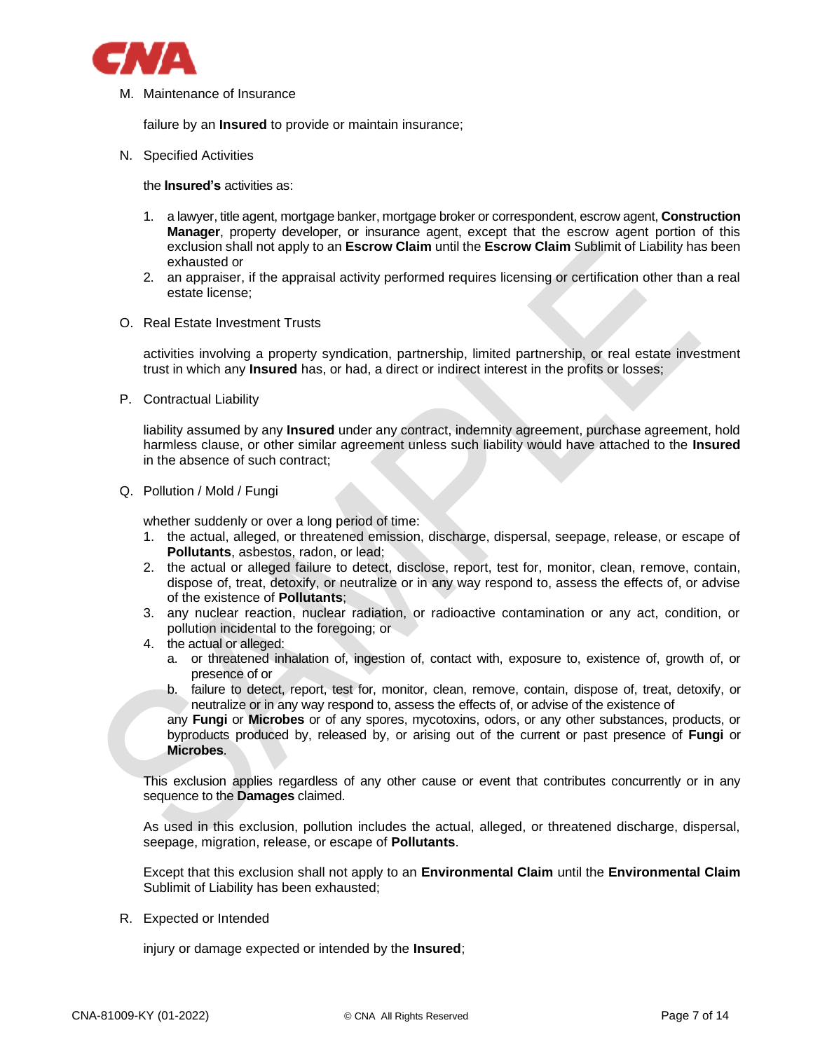M. Maintenance of Insurance

failure by an **Insured** to provide or maintain insurance;

N. Specified Activities

the **Insured's** activities as:

1. a lawyer, title agent, mortgage banker, mortgage broker or correspondent, escrow agent, **Construction Manager**, property developer, or insurance agent, except that the escrow agent portion of this exclusion shall not apply to an **Escrow Claim** until the **Escrow Claim** Sublimit of Liability has been exhausted or
2. an appraiser, if the appraisal activity performed requires licensing or certification other than a real estate license;

O. Real Estate Investment Trusts

activities involving a property syndication, partnership, limited partnership, or real estate investment trust in which any **Insured** has, or had, a direct or indirect interest in the profits or losses;

P. Contractual Liability

liability assumed by any **Insured** under any contract, indemnity agreement, purchase agreement, hold harmless clause, or other similar agreement unless such liability would have attached to the **Insured** in the absence of such contract;

Q. Pollution / Mold / Fungi

whether suddenly or over a long period of time:

1. the actual, alleged, or threatened emission, discharge, dispersal, seepage, release, or escape of **Pollutants**, asbestos, radon, or lead;
2. the actual or alleged failure to detect, disclose, report, test for, monitor, clean, remove, contain, dispose of, treat, detoxify, or neutralize or in any way respond to, assess the effects of, or advise of the existence of **Pollutants**;
3. any nuclear reaction, nuclear radiation, or radioactive contamination or any act, condition, or pollution incidental to the foregoing; or
4. the actual or alleged:
   a. or threatened inhalation of, ingestion of, contact with, exposure to, existence of, growth of, or presence of or
   b. failure to detect, report, test for, monitor, clean, remove, contain, dispose of, treat, detoxify, or neutralize or in any way respond to, assess the effects of, or advise of the existence of

   any **Fungi** or **Microbes** or of any spores, mycotoxins, odors, or any other substances, products, or byproducts produced by, released by, or arising out of the current or past presence of **Fungi** or **Microbes**.

This exclusion applies regardless of any other cause or event that contributes concurrently or in any sequence to the **Damages** claimed.

As used in this exclusion, pollution includes the actual, alleged, or threatened discharge, dispersal, seepage, migration, release, or escape of **Pollutants**.

Except that this exclusion shall not apply to an **Environmental Claim** until the **Environmental Claim** Sublimit of Liability has been exhausted;

R. Expected or Intended

injury or damage expected or intended by the **Insured**;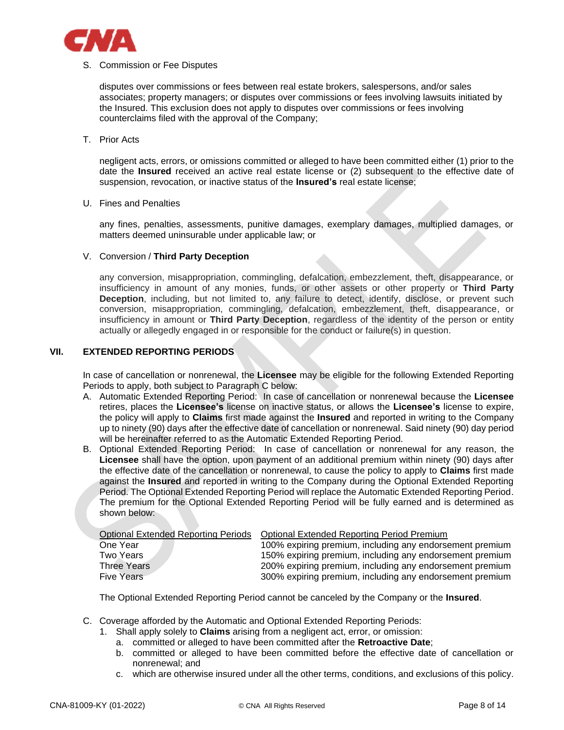S. Commission or Fee Disputes

disputes over commissions or fees between real estate brokers, salespersons, and/or sales associates; property managers; or disputes over commissions or fees involving lawsuits initiated by the Insured. This exclusion does not apply to disputes over commissions or fees involving counterclaims filed with the approval of the Company;

T. Prior Acts

negligent acts, errors, or omissions committed or alleged to have been committed either (1) prior to the date the **Insured** received an active real estate license or (2) subsequent to the effective date of suspension, revocation, or inactive status of the **Insured's** real estate license;

U. Fines and Penalties

any fines, penalties, assessments, punitive damages, exemplary damages, multiplied damages, or matters deemed uninsurable under applicable law; or

V. Conversion / **Third Party Deception**

any conversion, misappropriation, commingling, defalcation, embezzlement, theft, disappearance, or insufficiency in amount of any monies, funds, or other assets or other property or **Third Party Deception**, including, but not limited to, any failure to detect, identify, disclose, or prevent such conversion, misappropriation, commingling, defalcation, embezzlement, theft, disappearance, or insufficiency in amount or **Third Party Deception**, regardless of the identity of the person or entity actually or allegedly engaged in or responsible for the conduct or failure(s) in question.

## VII. EXTENDED REPORTING PERIODS

In case of cancellation or nonrenewal, the **Licensee** may be eligible for the following Extended Reporting Periods to apply, both subject to Paragraph C below:

A. Automatic Extended Reporting Period: In case of cancellation or nonrenewal because the **Licensee** retires, places the **Licensee's** license on inactive status, or allows the **Licensee's** license to expire, the policy will apply to **Claims** first made against the **Insured** and reported in writing to the Company up to ninety (90) days after the effective date of cancellation or nonrenewal. Said ninety (90) day period will be hereinafter referred to as the Automatic Extended Reporting Period.

B. Optional Extended Reporting Period: In case of cancellation or nonrenewal for any reason, the **Licensee** shall have the option, upon payment of an additional premium within ninety (90) days after the effective date of the cancellation or nonrenewal, to cause the policy to apply to **Claims** first made against the **Insured** and reported in writing to the Company during the Optional Extended Reporting Period. The Optional Extended Reporting Period will replace the Automatic Extended Reporting Period. The premium for the Optional Extended Reporting Period will be fully earned and is determined as shown below:

| Optional Extended Reporting Periods | Optional Extended Reporting Period Premium |
|---|---|
| One Year | 100% expiring premium, including any endorsement premium |
| Two Years | 150% expiring premium, including any endorsement premium |
| Three Years | 200% expiring premium, including any endorsement premium |
| Five Years | 300% expiring premium, including any endorsement premium |

The Optional Extended Reporting Period cannot be canceled by the Company or the **Insured**.

C. Coverage afforded by the Automatic and Optional Extended Reporting Periods:
   1. Shall apply solely to **Claims** arising from a negligent act, error, or omission:
      a. committed or alleged to have been committed after the **Retroactive Date**;
      b. committed or alleged to have been committed before the effective date of cancellation or nonrenewal; and
      c. which are otherwise insured under all the other terms, conditions, and exclusions of this policy.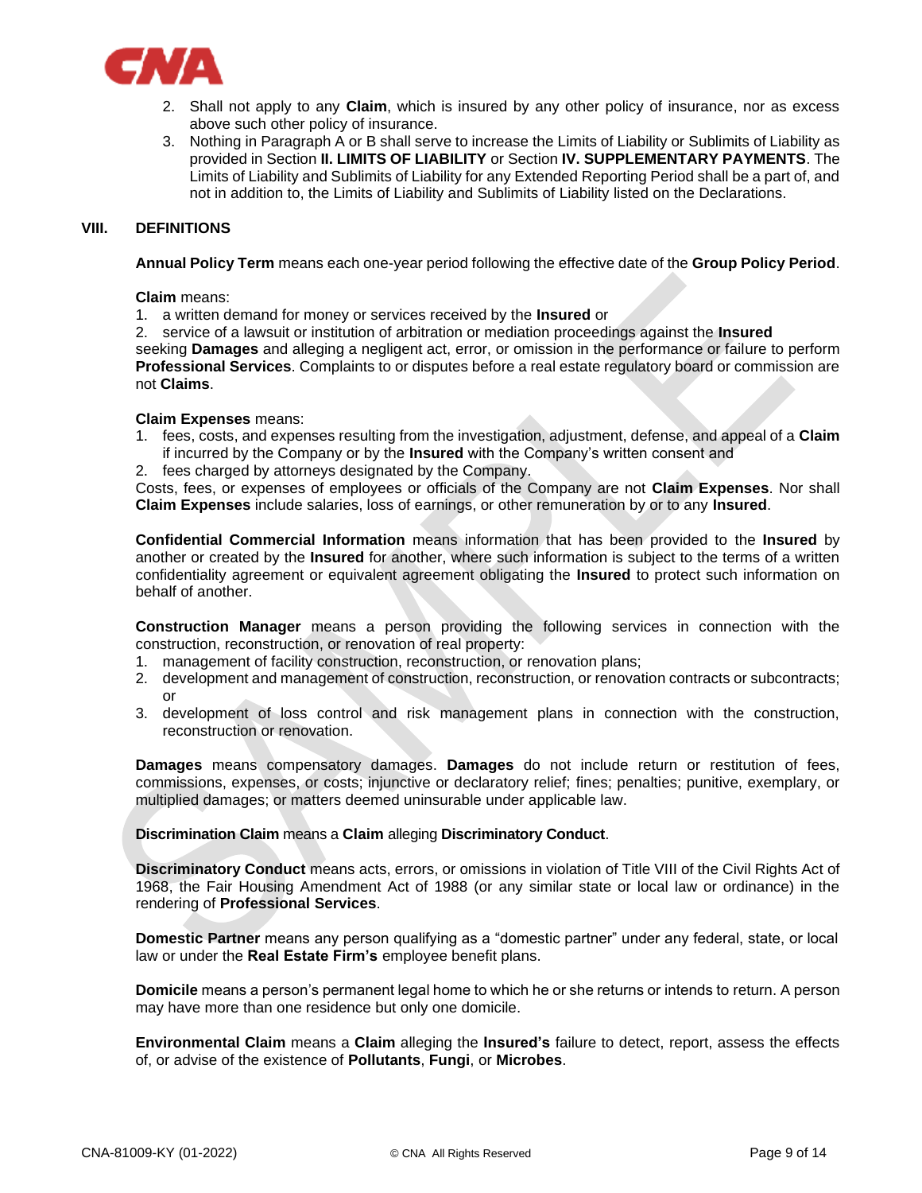2. Shall not apply to any **Claim**, which is insured by any other policy of insurance, nor as excess above such other policy of insurance.
3. Nothing in Paragraph A or B shall serve to increase the Limits of Liability or Sublimits of Liability as provided in Section **II. LIMITS OF LIABILITY** or Section **IV. SUPPLEMENTARY PAYMENTS**. The Limits of Liability and Sublimits of Liability for any Extended Reporting Period shall be a part of, and not in addition to, the Limits of Liability and Sublimits of Liability listed on the Declarations.

## VIII. DEFINITIONS

**Annual Policy Term** means each one-year period following the effective date of the **Group Policy Period**.

**Claim** means:
1. a written demand for money or services received by the **Insured** or
2. service of a lawsuit or institution of arbitration or mediation proceedings against the **Insured**

seeking **Damages** and alleging a negligent act, error, or omission in the performance or failure to perform **Professional Services**. Complaints to or disputes before a real estate regulatory board or commission are not **Claims**.

**Claim Expenses** means:
1. fees, costs, and expenses resulting from the investigation, adjustment, defense, and appeal of a **Claim** if incurred by the Company or by the **Insured** with the Company's written consent and
2. fees charged by attorneys designated by the Company.

Costs, fees, or expenses of employees or officials of the Company are not **Claim Expenses**. Nor shall **Claim Expenses** include salaries, loss of earnings, or other remuneration by or to any **Insured**.

**Confidential Commercial Information** means information that has been provided to the **Insured** by another or created by the **Insured** for another, where such information is subject to the terms of a written confidentiality agreement or equivalent agreement obligating the **Insured** to protect such information on behalf of another.

**Construction Manager** means a person providing the following services in connection with the construction, reconstruction, or renovation of real property:
1. management of facility construction, reconstruction, or renovation plans;
2. development and management of construction, reconstruction, or renovation contracts or subcontracts; or
3. development of loss control and risk management plans in connection with the construction, reconstruction or renovation.

**Damages** means compensatory damages. **Damages** do not include return or restitution of fees, commissions, expenses, or costs; injunctive or declaratory relief; fines; penalties; punitive, exemplary, or multiplied damages; or matters deemed uninsurable under applicable law.

**Discrimination Claim** means a **Claim** alleging **Discriminatory Conduct**.

**Discriminatory Conduct** means acts, errors, or omissions in violation of Title VIII of the Civil Rights Act of 1968, the Fair Housing Amendment Act of 1988 (or any similar state or local law or ordinance) in the rendering of **Professional Services**.

**Domestic Partner** means any person qualifying as a "domestic partner" under any federal, state, or local law or under the **Real Estate Firm's** employee benefit plans.

**Domicile** means a person's permanent legal home to which he or she returns or intends to return. A person may have more than one residence but only one domicile.

**Environmental Claim** means a **Claim** alleging the **Insured's** failure to detect, report, assess the effects of, or advise of the existence of **Pollutants**, **Fungi**, or **Microbes**.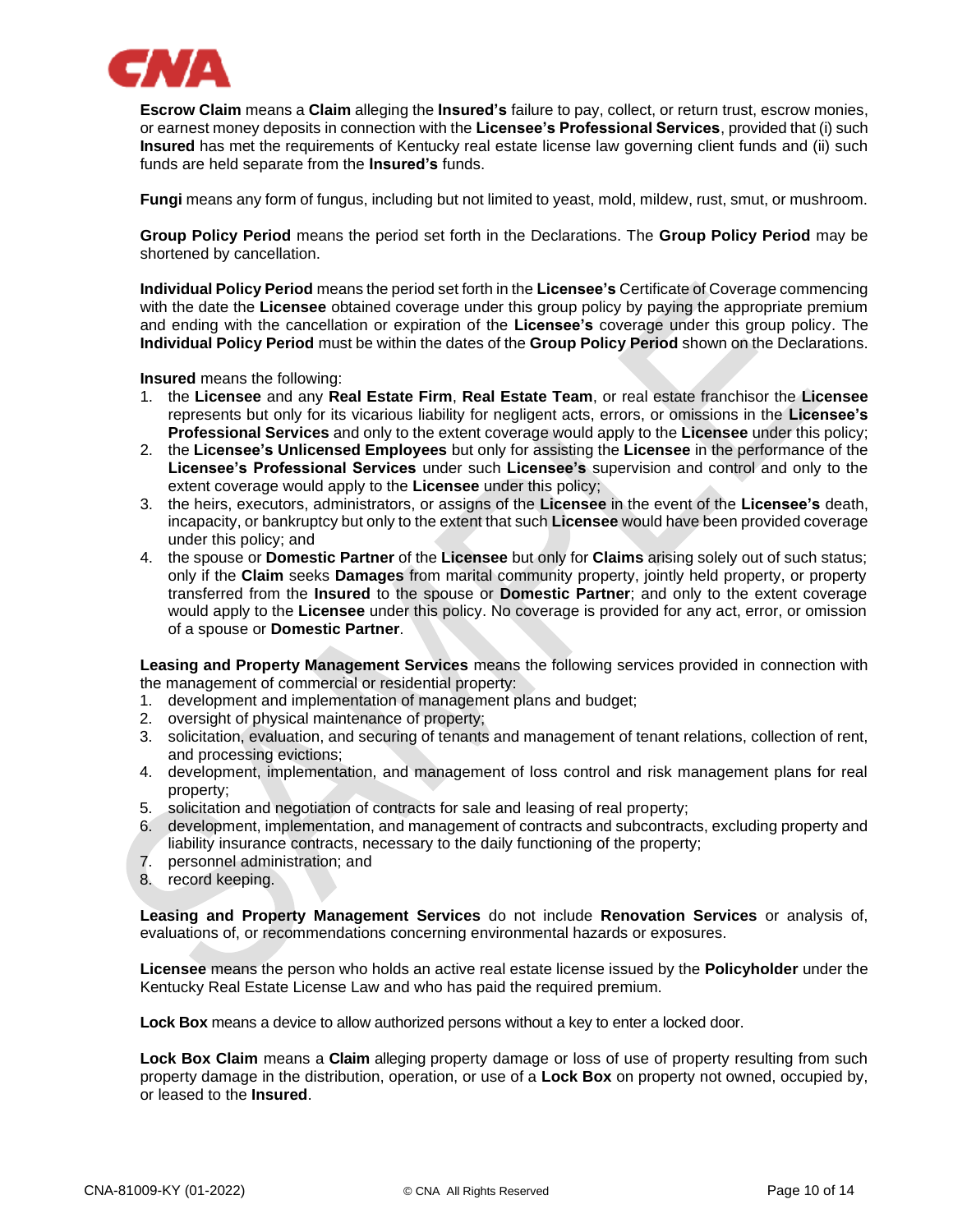**Escrow Claim** means a **Claim** alleging the **Insured's** failure to pay, collect, or return trust, escrow monies, or earnest money deposits in connection with the **Licensee's Professional Services**, provided that (i) such **Insured** has met the requirements of Kentucky real estate license law governing client funds and (ii) such funds are held separate from the **Insured's** funds.

**Fungi** means any form of fungus, including but not limited to yeast, mold, mildew, rust, smut, or mushroom.

**Group Policy Period** means the period set forth in the Declarations. The **Group Policy Period** may be shortened by cancellation.

**Individual Policy Period** means the period set forth in the **Licensee's** Certificate of Coverage commencing with the date the **Licensee** obtained coverage under this group policy by paying the appropriate premium and ending with the cancellation or expiration of the **Licensee's** coverage under this group policy. The **Individual Policy Period** must be within the dates of the **Group Policy Period** shown on the Declarations.

**Insured** means the following:

1. the **Licensee** and any **Real Estate Firm**, **Real Estate Team**, or real estate franchisor the **Licensee** represents but only for its vicarious liability for negligent acts, errors, or omissions in the **Licensee's Professional Services** and only to the extent coverage would apply to the **Licensee** under this policy;
2. the **Licensee's Unlicensed Employees** but only for assisting the **Licensee** in the performance of the **Licensee's Professional Services** under such **Licensee's** supervision and control and only to the extent coverage would apply to the **Licensee** under this policy;
3. the heirs, executors, administrators, or assigns of the **Licensee** in the event of the **Licensee's** death, incapacity, or bankruptcy but only to the extent that such **Licensee** would have been provided coverage under this policy; and
4. the spouse or **Domestic Partner** of the **Licensee** but only for **Claims** arising solely out of such status; only if the **Claim** seeks **Damages** from marital community property, jointly held property, or property transferred from the **Insured** to the spouse or **Domestic Partner**; and only to the extent coverage would apply to the **Licensee** under this policy. No coverage is provided for any act, error, or omission of a spouse or **Domestic Partner**.

**Leasing and Property Management Services** means the following services provided in connection with the management of commercial or residential property:

1. development and implementation of management plans and budget;
2. oversight of physical maintenance of property;
3. solicitation, evaluation, and securing of tenants and management of tenant relations, collection of rent, and processing evictions;
4. development, implementation, and management of loss control and risk management plans for real property;
5. solicitation and negotiation of contracts for sale and leasing of real property;
6. development, implementation, and management of contracts and subcontracts, excluding property and liability insurance contracts, necessary to the daily functioning of the property;
7. personnel administration; and
8. record keeping.

**Leasing and Property Management Services** do not include **Renovation Services** or analysis of, evaluations of, or recommendations concerning environmental hazards or exposures.

**Licensee** means the person who holds an active real estate license issued by the **Policyholder** under the Kentucky Real Estate License Law and who has paid the required premium.

**Lock Box** means a device to allow authorized persons without a key to enter a locked door.

**Lock Box Claim** means a **Claim** alleging property damage or loss of use of property resulting from such property damage in the distribution, operation, or use of a **Lock Box** on property not owned, occupied by, or leased to the **Insured**.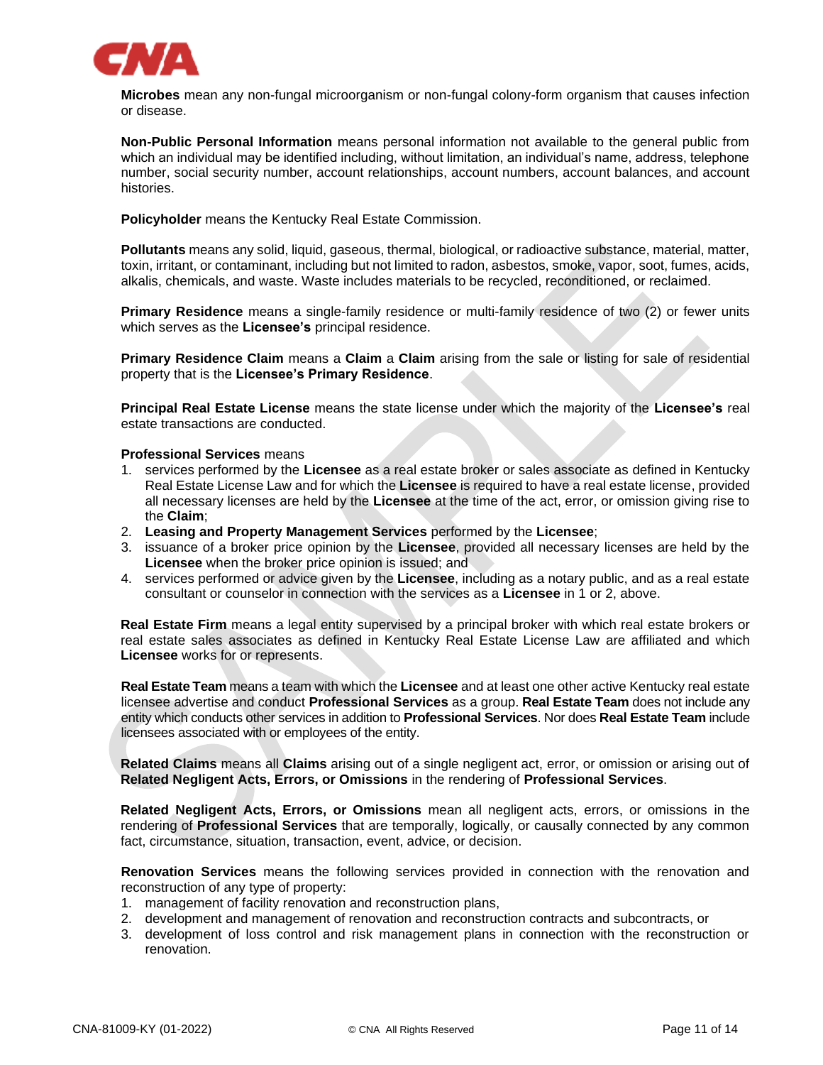**Microbes** mean any non-fungal microorganism or non-fungal colony-form organism that causes infection or disease.

**Non-Public Personal Information** means personal information not available to the general public from which an individual may be identified including, without limitation, an individual's name, address, telephone number, social security number, account relationships, account numbers, account balances, and account histories.

**Policyholder** means the Kentucky Real Estate Commission.

**Pollutants** means any solid, liquid, gaseous, thermal, biological, or radioactive substance, material, matter, toxin, irritant, or contaminant, including but not limited to radon, asbestos, smoke, vapor, soot, fumes, acids, alkalis, chemicals, and waste. Waste includes materials to be recycled, reconditioned, or reclaimed.

**Primary Residence** means a single-family residence or multi-family residence of two (2) or fewer units which serves as the **Licensee's** principal residence.

**Primary Residence Claim** means a **Claim** a **Claim** arising from the sale or listing for sale of residential property that is the **Licensee's Primary Residence**.

**Principal Real Estate License** means the state license under which the majority of the **Licensee's** real estate transactions are conducted.

**Professional Services** means

1. services performed by the **Licensee** as a real estate broker or sales associate as defined in Kentucky Real Estate License Law and for which the **Licensee** is required to have a real estate license, provided all necessary licenses are held by the **Licensee** at the time of the act, error, or omission giving rise to the **Claim**;
2. **Leasing and Property Management Services** performed by the **Licensee**;
3. issuance of a broker price opinion by the **Licensee**, provided all necessary licenses are held by the **Licensee** when the broker price opinion is issued; and
4. services performed or advice given by the **Licensee**, including as a notary public, and as a real estate consultant or counselor in connection with the services as a **Licensee** in 1 or 2, above.

**Real Estate Firm** means a legal entity supervised by a principal broker with which real estate brokers or real estate sales associates as defined in Kentucky Real Estate License Law are affiliated and which **Licensee** works for or represents.

**Real Estate Team** means a team with which the **Licensee** and at least one other active Kentucky real estate licensee advertise and conduct **Professional Services** as a group. **Real Estate Team** does not include any entity which conducts other services in addition to **Professional Services**. Nor does **Real Estate Team** include licensees associated with or employees of the entity.

**Related Claims** means all **Claims** arising out of a single negligent act, error, or omission or arising out of **Related Negligent Acts, Errors, or Omissions** in the rendering of **Professional Services**.

**Related Negligent Acts, Errors, or Omissions** mean all negligent acts, errors, or omissions in the rendering of **Professional Services** that are temporally, logically, or causally connected by any common fact, circumstance, situation, transaction, event, advice, or decision.

**Renovation Services** means the following services provided in connection with the renovation and reconstruction of any type of property:

1. management of facility renovation and reconstruction plans,
2. development and management of renovation and reconstruction contracts and subcontracts, or
3. development of loss control and risk management plans in connection with the reconstruction or renovation.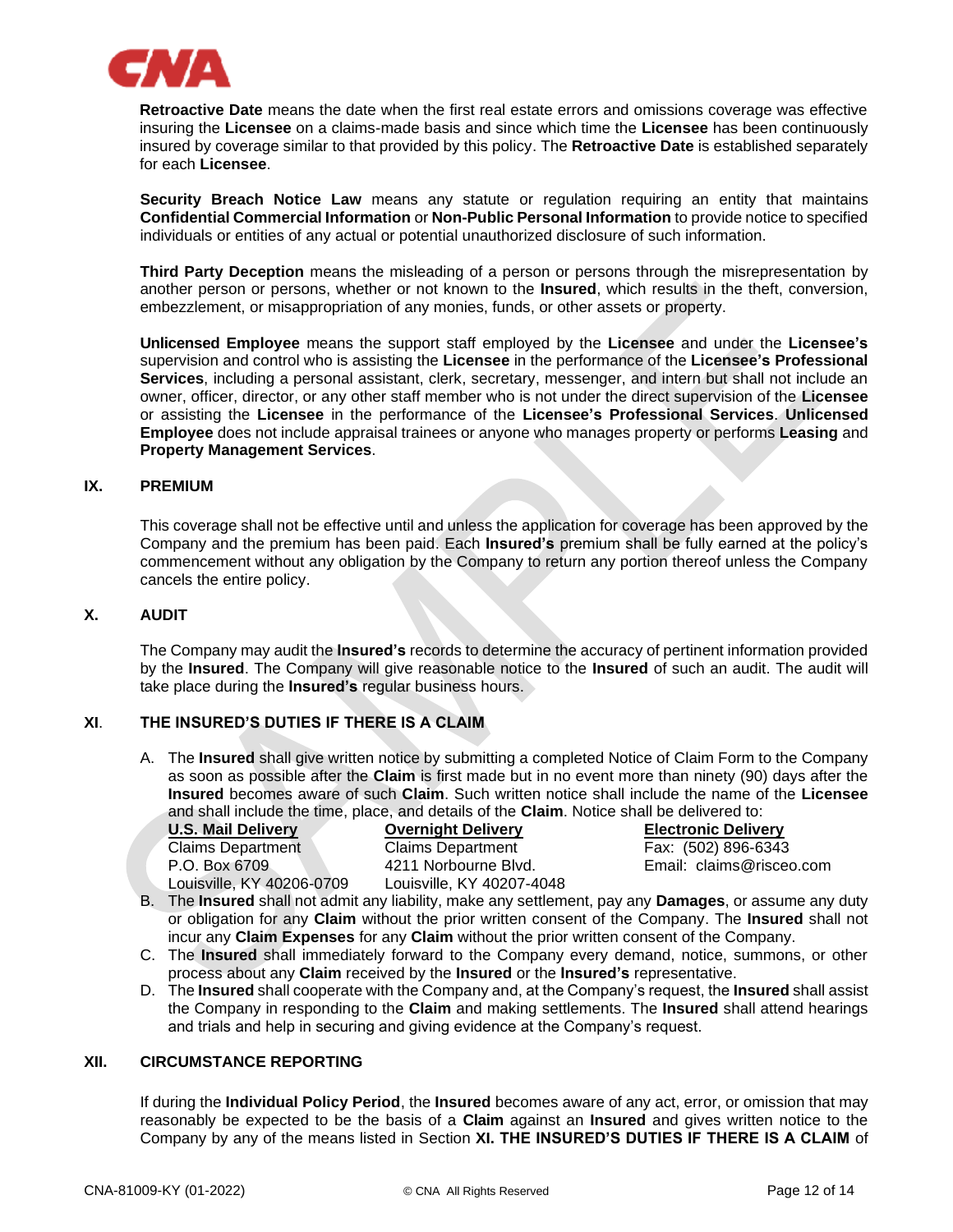**Retroactive Date** means the date when the first real estate errors and omissions coverage was effective insuring the **Licensee** on a claims-made basis and since which time the **Licensee** has been continuously insured by coverage similar to that provided by this policy. The **Retroactive Date** is established separately for each **Licensee**.

**Security Breach Notice Law** means any statute or regulation requiring an entity that maintains **Confidential Commercial Information** or **Non-Public Personal Information** to provide notice to specified individuals or entities of any actual or potential unauthorized disclosure of such information.

**Third Party Deception** means the misleading of a person or persons through the misrepresentation by another person or persons, whether or not known to the **Insured**, which results in the theft, conversion, embezzlement, or misappropriation of any monies, funds, or other assets or property.

**Unlicensed Employee** means the support staff employed by the **Licensee** and under the **Licensee's** supervision and control who is assisting the **Licensee** in the performance of the **Licensee's Professional Services**, including a personal assistant, clerk, secretary, messenger, and intern but shall not include an owner, officer, director, or any other staff member who is not under the direct supervision of the **Licensee** or assisting the **Licensee** in the performance of the **Licensee's Professional Services**. **Unlicensed Employee** does not include appraisal trainees or anyone who manages property or performs **Leasing** and **Property Management Services**.

## IX. PREMIUM

This coverage shall not be effective until and unless the application for coverage has been approved by the Company and the premium has been paid. Each **Insured's** premium shall be fully earned at the policy's commencement without any obligation by the Company to return any portion thereof unless the Company cancels the entire policy.

## X. AUDIT

The Company may audit the **Insured's** records to determine the accuracy of pertinent information provided by the **Insured**. The Company will give reasonable notice to the **Insured** of such an audit. The audit will take place during the **Insured's** regular business hours.

## XI. THE INSURED'S DUTIES IF THERE IS A CLAIM

A. The **Insured** shall give written notice by submitting a completed Notice of Claim Form to the Company as soon as possible after the **Claim** is first made but in no event more than ninety (90) days after the **Insured** becomes aware of such **Claim**. Such written notice shall include the name of the **Licensee** and shall include the time, place, and details of the **Claim**. Notice shall be delivered to:

| U.S. Mail Delivery | Overnight Delivery | Electronic Delivery |
|---|---|---|
| Claims Department | Claims Department | Fax: (502) 896-6343 |
| P.O. Box 6709 | 4211 Norbourne Blvd. | Email: claims@risceo.com |
| Louisville, KY 40206-0709 | Louisville, KY 40207-4048 | |

B. The **Insured** shall not admit any liability, make any settlement, pay any **Damages**, or assume any duty or obligation for any **Claim** without the prior written consent of the Company. The **Insured** shall not incur any **Claim Expenses** for any **Claim** without the prior written consent of the Company.

C. The **Insured** shall immediately forward to the Company every demand, notice, summons, or other process about any **Claim** received by the **Insured** or the **Insured's** representative.

D. The **Insured** shall cooperate with the Company and, at the Company's request, the **Insured** shall assist the Company in responding to the **Claim** and making settlements. The **Insured** shall attend hearings and trials and help in securing and giving evidence at the Company's request.

## XII. CIRCUMSTANCE REPORTING

If during the **Individual Policy Period**, the **Insured** becomes aware of any act, error, or omission that may reasonably be expected to be the basis of a **Claim** against an **Insured** and gives written notice to the Company by any of the means listed in Section **XI. THE INSURED'S DUTIES IF THERE IS A CLAIM** of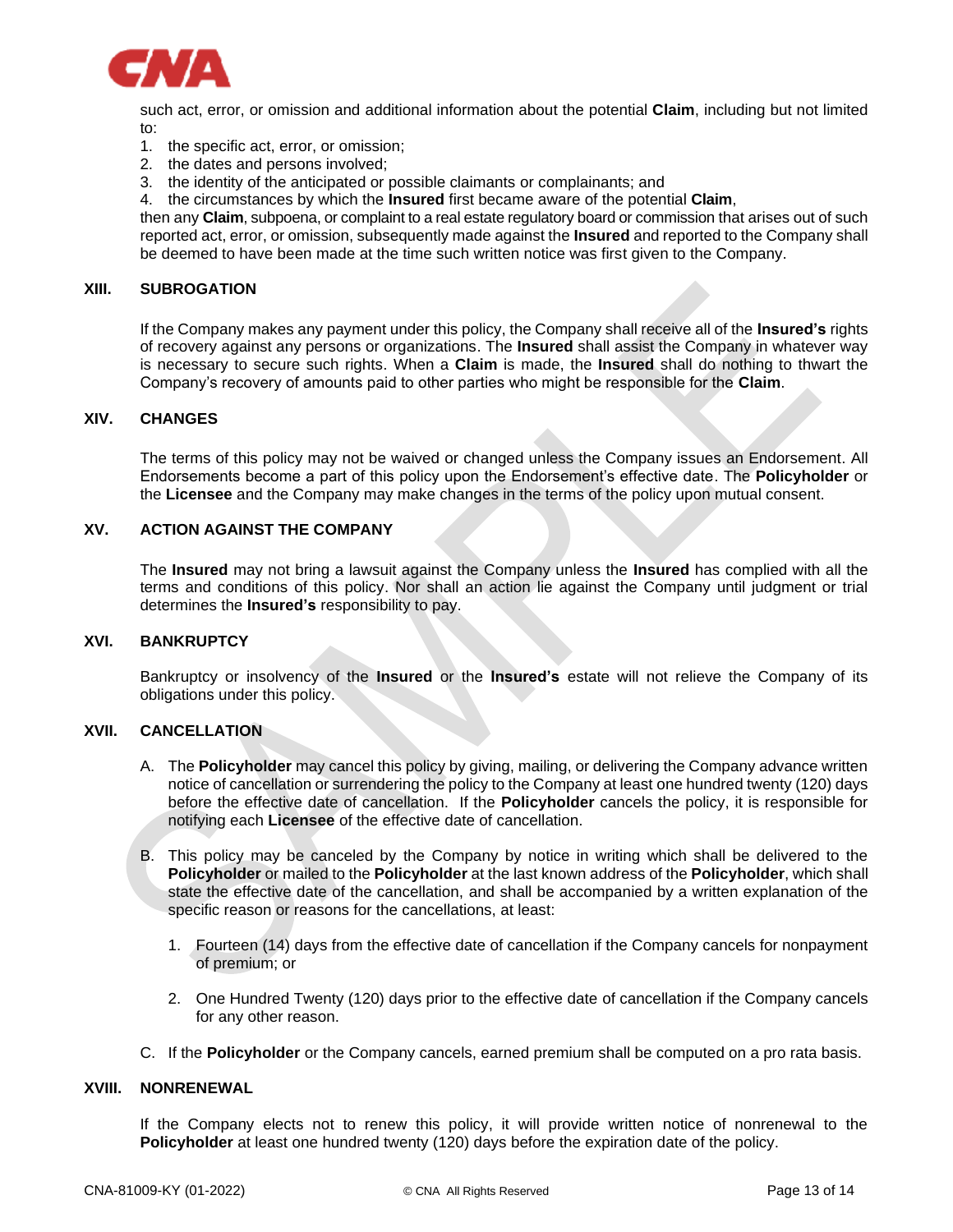such act, error, or omission and additional information about the potential **Claim**, including but not limited to:

1. the specific act, error, or omission;
2. the dates and persons involved;
3. the identity of the anticipated or possible claimants or complainants; and
4. the circumstances by which the **Insured** first became aware of the potential **Claim**,

then any **Claim**, subpoena, or complaint to a real estate regulatory board or commission that arises out of such reported act, error, or omission, subsequently made against the **Insured** and reported to the Company shall be deemed to have been made at the time such written notice was first given to the Company.

## XIII. SUBROGATION

If the Company makes any payment under this policy, the Company shall receive all of the **Insured's** rights of recovery against any persons or organizations. The **Insured** shall assist the Company in whatever way is necessary to secure such rights. When a **Claim** is made, the **Insured** shall do nothing to thwart the Company's recovery of amounts paid to other parties who might be responsible for the **Claim**.

## XIV. CHANGES

The terms of this policy may not be waived or changed unless the Company issues an Endorsement. All Endorsements become a part of this policy upon the Endorsement's effective date. The **Policyholder** or the **Licensee** and the Company may make changes in the terms of the policy upon mutual consent.

## XV. ACTION AGAINST THE COMPANY

The **Insured** may not bring a lawsuit against the Company unless the **Insured** has complied with all the terms and conditions of this policy. Nor shall an action lie against the Company until judgment or trial determines the **Insured's** responsibility to pay.

## XVI. BANKRUPTCY

Bankruptcy or insolvency of the **Insured** or the **Insured's** estate will not relieve the Company of its obligations under this policy.

## XVII. CANCELLATION

A. The **Policyholder** may cancel this policy by giving, mailing, or delivering the Company advance written notice of cancellation or surrendering the policy to the Company at least one hundred twenty (120) days before the effective date of cancellation. If the **Policyholder** cancels the policy, it is responsible for notifying each **Licensee** of the effective date of cancellation.

B. This policy may be canceled by the Company by notice in writing which shall be delivered to the **Policyholder** or mailed to the **Policyholder** at the last known address of the **Policyholder**, which shall state the effective date of the cancellation, and shall be accompanied by a written explanation of the specific reason or reasons for the cancellations, at least:

   1. Fourteen (14) days from the effective date of cancellation if the Company cancels for nonpayment of premium; or

   2. One Hundred Twenty (120) days prior to the effective date of cancellation if the Company cancels for any other reason.

C. If the **Policyholder** or the Company cancels, earned premium shall be computed on a pro rata basis.

## XVIII. NONRENEWAL

If the Company elects not to renew this policy, it will provide written notice of nonrenewal to the **Policyholder** at least one hundred twenty (120) days before the expiration date of the policy.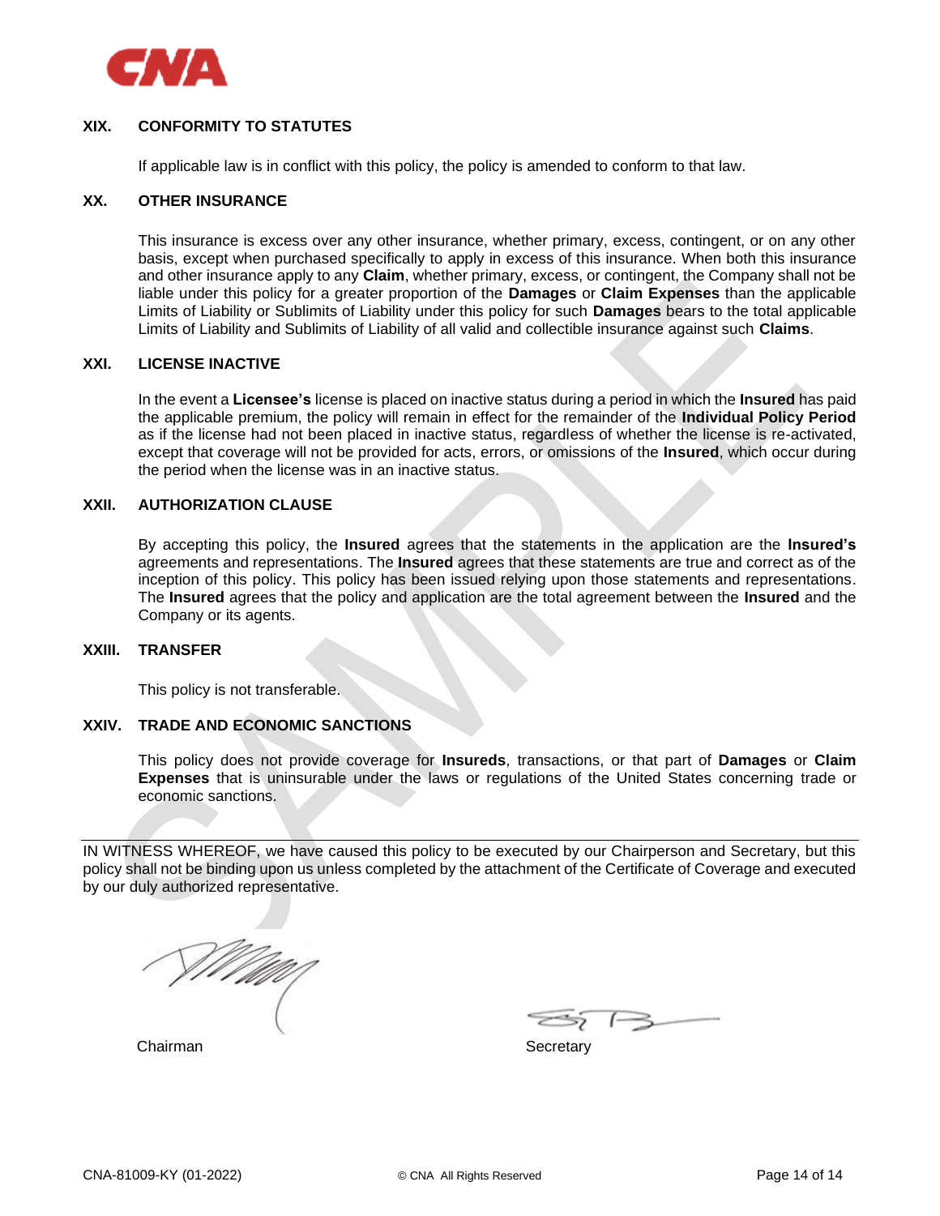## XIX. CONFORMITY TO STATUTES

If applicable law is in conflict with this policy, the policy is amended to conform to that law.

## XX. OTHER INSURANCE

This insurance is excess over any other insurance, whether primary, excess, contingent, or on any other basis, except when purchased specifically to apply in excess of this insurance. When both this insurance and other insurance apply to any **Claim**, whether primary, excess, or contingent, the Company shall not be liable under this policy for a greater proportion of the **Damages** or **Claim Expenses** than the applicable Limits of Liability or Sublimits of Liability under this policy for such **Damages** bears to the total applicable Limits of Liability and Sublimits of Liability of all valid and collectible insurance against such **Claims**.

## XXI. LICENSE INACTIVE

In the event a **Licensee's** license is placed on inactive status during a period in which the **Insured** has paid the applicable premium, the policy will remain in effect for the remainder of the **Individual Policy Period** as if the license had not been placed in inactive status, regardless of whether the license is re-activated, except that coverage will not be provided for acts, errors, or omissions of the **Insured**, which occur during the period when the license was in an inactive status.

## XXII. AUTHORIZATION CLAUSE

By accepting this policy, the **Insured** agrees that the statements in the application are the **Insured's** agreements and representations. The **Insured** agrees that these statements are true and correct as of the inception of this policy. This policy has been issued relying upon those statements and representations. The **Insured** agrees that the policy and application are the total agreement between the **Insured** and the Company or its agents.

## XXIII. TRANSFER

This policy is not transferable.

## XXIV. TRADE AND ECONOMIC SANCTIONS

This policy does not provide coverage for **Insureds**, transactions, or that part of **Damages** or **Claim Expenses** that is uninsurable under the laws or regulations of the United States concerning trade or economic sanctions.

---

IN WITNESS WHEREOF, we have caused this policy to be executed by our Chairperson and Secretary, but this policy shall not be binding upon us unless completed by the attachment of the Certificate of Coverage and executed by our duly authorized representative.

Chairman

Secretary

CNA-81009-KY (01-2022)